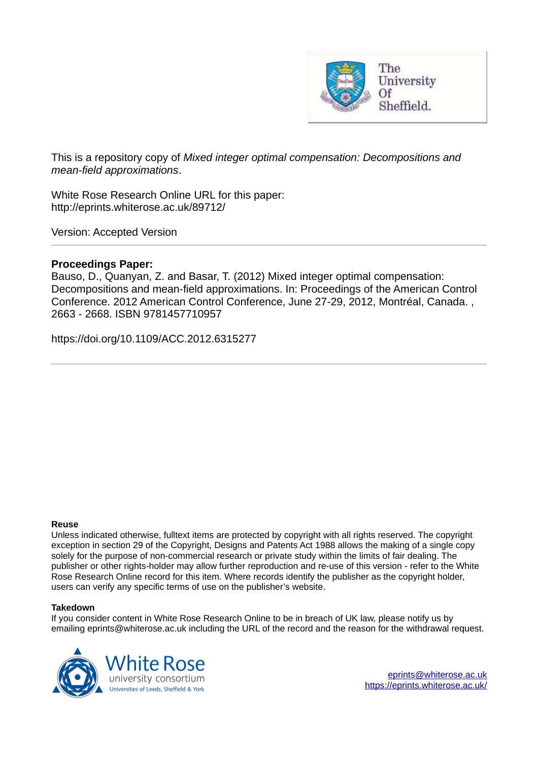This is a repository copy of *Mixed integer optimal compensation: Decompositions and mean-field approximations*.

White Rose Research Online URL for this paper:
http://eprints.whiterose.ac.uk/89712/

Version: Accepted Version

**Proceedings Paper:**
Bauso, D., Quanyan, Z. and Basar, T. (2012) Mixed integer optimal compensation: Decompositions and mean-field approximations. In: Proceedings of the American Control Conference. 2012 American Control Conference, June 27-29, 2012, Montréal, Canada. , 2663 - 2668. ISBN 9781457710957

https://doi.org/10.1109/ACC.2012.6315277

**Reuse**
Unless indicated otherwise, fulltext items are protected by copyright with all rights reserved. The copyright exception in section 29 of the Copyright, Designs and Patents Act 1988 allows the making of a single copy solely for the purpose of non-commercial research or private study within the limits of fair dealing. The publisher or other rights-holder may allow further reproduction and re-use of this version - refer to the White Rose Research Online record for this item. Where records identify the publisher as the copyright holder, users can verify any specific terms of use on the publisher's website.

**Takedown**
If you consider content in White Rose Research Online to be in breach of UK law, please notify us by emailing eprints@whiterose.ac.uk including the URL of the record and the reason for the withdrawal request.

eprints@whiterose.ac.uk
https://eprints.whiterose.ac.uk/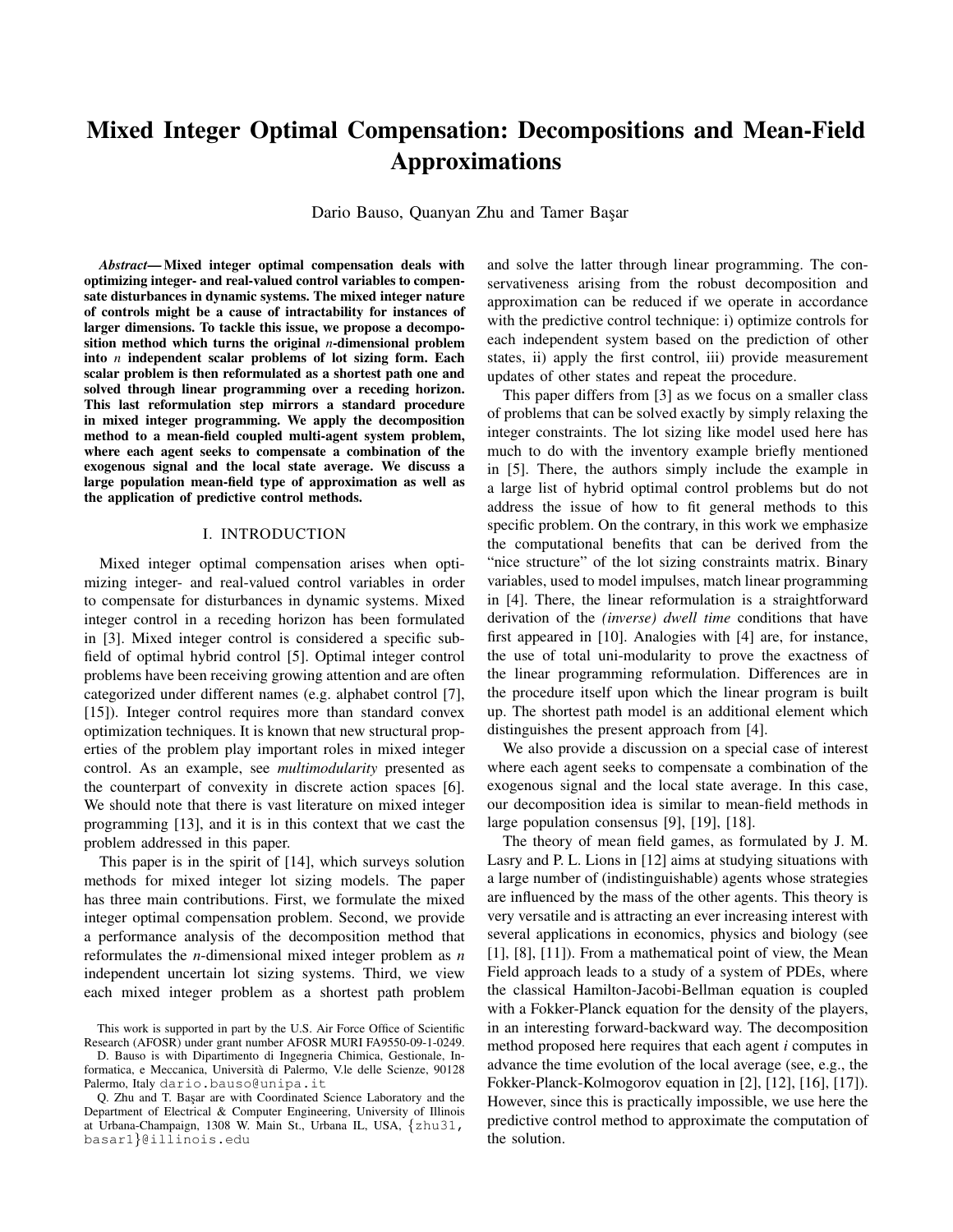# Mixed Integer Optimal Compensation: Decompositions and Mean-Field Approximations

Dario Bauso, Quanyan Zhu and Tamer Başar

***Abstract*— Mixed integer optimal compensation deals with optimizing integer- and real-valued control variables to compensate disturbances in dynamic systems. The mixed integer nature of controls might be a cause of intractability for instances of larger dimensions. To tackle this issue, we propose a decomposition method which turns the original $n$-dimensional problem into $n$ independent scalar problems of lot sizing form. Each scalar problem is then reformulated as a shortest path one and solved through linear programming over a receding horizon. This last reformulation step mirrors a standard procedure in mixed integer programming. We apply the decomposition method to a mean-field coupled multi-agent system problem, where each agent seeks to compensate a combination of the exogenous signal and the local state average. We discuss a large population mean-field type of approximation as well as the application of predictive control methods.**

## I. INTRODUCTION

Mixed integer optimal compensation arises when optimizing integer- and real-valued control variables in order to compensate for disturbances in dynamic systems. Mixed integer control in a receding horizon has been formulated in [3]. Mixed integer control is considered a specific subfield of optimal hybrid control [5]. Optimal integer control problems have been receiving growing attention and are often categorized under different names (e.g. alphabet control [7], [15]). Integer control requires more than standard convex optimization techniques. It is known that new structural properties of the problem play important roles in mixed integer control. As an example, see *multimodularity* presented as the counterpart of convexity in discrete action spaces [6]. We should note that there is vast literature on mixed integer programming [13], and it is in this context that we cast the problem addressed in this paper.

This paper is in the spirit of [14], which surveys solution methods for mixed integer lot sizing models. The paper has three main contributions. First, we formulate the mixed integer optimal compensation problem. Second, we provide a performance analysis of the decomposition method that reformulates the $n$-dimensional mixed integer problem as $n$ independent uncertain lot sizing systems. Third, we view each mixed integer problem as a shortest path problem and solve the latter through linear programming. The conservativeness arising from the robust decomposition and approximation can be reduced if we operate in accordance with the predictive control technique: i) optimize controls for each independent system based on the prediction of other states, ii) apply the first control, iii) provide measurement updates of other states and repeat the procedure.

This paper differs from [3] as we focus on a smaller class of problems that can be solved exactly by simply relaxing the integer constraints. The lot sizing like model used here has much to do with the inventory example briefly mentioned in [5]. There, the authors simply include the example in a large list of hybrid optimal control problems but do not address the issue of how to fit general methods to this specific problem. On the contrary, in this work we emphasize the computational benefits that can be derived from the "nice structure" of the lot sizing constraints matrix. Binary variables, used to model impulses, match linear programming in [4]. There, the linear reformulation is a straightforward derivation of the *(inverse) dwell time* conditions that have first appeared in [10]. Analogies with [4] are, for instance, the use of total uni-modularity to prove the exactness of the linear programming reformulation. Differences are in the procedure itself upon which the linear program is built up. The shortest path model is an additional element which distinguishes the present approach from [4].

We also provide a discussion on a special case of interest where each agent seeks to compensate a combination of the exogenous signal and the local state average. In this case, our decomposition idea is similar to mean-field methods in large population consensus [9], [19], [18].

The theory of mean field games, as formulated by J. M. Lasry and P. L. Lions in [12] aims at studying situations with a large number of (indistinguishable) agents whose strategies are influenced by the mass of the other agents. This theory is very versatile and is attracting an ever increasing interest with several applications in economics, physics and biology (see [1], [8], [11]). From a mathematical point of view, the Mean Field approach leads to a study of a system of PDEs, where the classical Hamilton-Jacobi-Bellman equation is coupled with a Fokker-Planck equation for the density of the players, in an interesting forward-backward way. The decomposition method proposed here requires that each agent $i$ computes in advance the time evolution of the local average (see, e.g., the Fokker-Planck-Kolmogorov equation in [2], [12], [16], [17]). However, since this is practically impossible, we use here the predictive control method to approximate the computation of the solution.

This work is supported in part by the U.S. Air Force Office of Scientific Research (AFOSR) under grant number AFOSR MURI FA9550-09-1-0249.

D. Bauso is with Dipartimento di Ingegneria Chimica, Gestionale, Informatica, e Meccanica, Università di Palermo, V.le delle Scienze, 90128 Palermo, Italy dario.bauso@unipa.it

Q. Zhu and T. Başar are with Coordinated Science Laboratory and the Department of Electrical & Computer Engineering, University of Illinois at Urbana-Champaign, 1308 W. Main St., Urbana IL, USA, {zhu31, basar1}@illinois.edu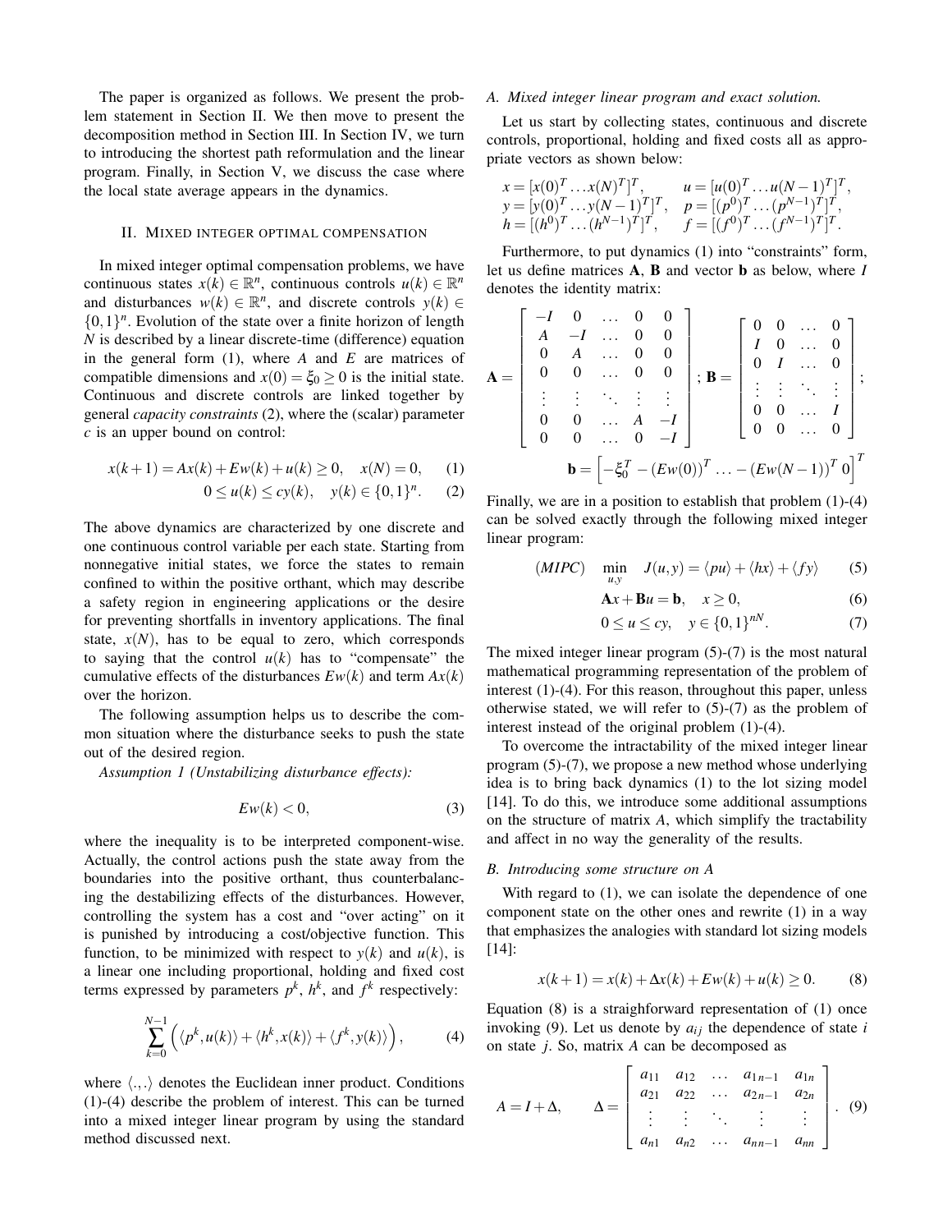The paper is organized as follows. We present the problem statement in Section II. We then move to present the decomposition method in Section III. In Section IV, we turn to introducing the shortest path reformulation and the linear program. Finally, in Section V, we discuss the case where the local state average appears in the dynamics.

## II. Mixed integer optimal compensation

In mixed integer optimal compensation problems, we have continuous states $x(k) \in \mathbb{R}^n$, continuous controls $u(k) \in \mathbb{R}^n$ and disturbances $w(k) \in \mathbb{R}^n$, and discrete controls $y(k) \in \{0,1\}^n$. Evolution of the state over a finite horizon of length $N$ is described by a linear discrete-time (difference) equation in the general form (1), where $A$ and $E$ are matrices of compatible dimensions and $x(0) = \xi_0 \geq 0$ is the initial state. Continuous and discrete controls are linked together by general *capacity constraints* (2), where the (scalar) parameter $c$ is an upper bound on control:

$$x(k+1) = Ax(k) + Ew(k) + u(k) \geq 0, \quad x(N) = 0, \qquad (1)$$

$$0 \leq u(k) \leq cy(k), \quad y(k) \in \{0,1\}^n. \qquad (2)$$

The above dynamics are characterized by one discrete and one continuous control variable per each state. Starting from nonnegative initial states, we force the states to remain confined to within the positive orthant, which may describe a safety region in engineering applications or the desire for preventing shortfalls in inventory applications. The final state, $x(N)$, has to be equal to zero, which corresponds to saying that the control $u(k)$ has to "compensate" the cumulative effects of the disturbances $Ew(k)$ and term $Ax(k)$ over the horizon.

The following assumption helps us to describe the common situation where the disturbance seeks to push the state out of the desired region.

*Assumption 1 (Unstabilizing disturbance effects):*

$$Ew(k) < 0, \qquad (3)$$

where the inequality is to be interpreted component-wise. Actually, the control actions push the state away from the boundaries into the positive orthant, thus counterbalancing the destabilizing effects of the disturbances. However, controlling the system has a cost and "over acting" on it is punished by introducing a cost/objective function. This function, to be minimized with respect to $y(k)$ and $u(k)$, is a linear one including proportional, holding and fixed cost terms expressed by parameters $p^k$, $h^k$, and $f^k$ respectively:

$$\sum_{k=0}^{N-1} \Big( \langle p^k, u(k) \rangle + \langle h^k, x(k) \rangle + \langle f^k, y(k) \rangle \Big), \qquad (4)$$

where $\langle .,. \rangle$ denotes the Euclidean inner product. Conditions (1)-(4) describe the problem of interest. This can be turned into a mixed integer linear program by using the standard method discussed next.

### A. Mixed integer linear program and exact solution.

Let us start by collecting states, continuous and discrete controls, proportional, holding and fixed costs all as appropriate vectors as shown below:

$$\begin{array}{ll} x = [x(0)^T \ldots x(N)^T]^T, & u = [u(0)^T \ldots u(N-1)^T]^T, \\ y = [y(0)^T \ldots y(N-1)^T]^T, & p = [(p^0)^T \ldots (p^{N-1})^T]^T, \\ h = [(h^0)^T \ldots (h^{N-1})^T]^T, & f = [(f^0)^T \ldots (f^{N-1})^T]^T. \end{array}$$

Furthermore, to put dynamics (1) into "constraints" form, let us define matrices $\mathbf{A}$, $\mathbf{B}$ and vector $\mathbf{b}$ as below, where $I$ denotes the identity matrix:

$$\mathbf{A} = \begin{bmatrix} -I & 0 & \ldots & 0 & 0 \\ A & -I & \ldots & 0 & 0 \\ 0 & A & \ldots & 0 & 0 \\ 0 & 0 & \ldots & 0 & 0 \\ \vdots & \vdots & \ddots & \vdots & \vdots \\ 0 & 0 & \ldots & A & -I \\ 0 & 0 & \ldots & 0 & -I \end{bmatrix}; \; \mathbf{B} = \begin{bmatrix} 0 & 0 & \ldots & 0 \\ I & 0 & \ldots & 0 \\ 0 & I & \ldots & 0 \\ \vdots & \vdots & \ddots & \vdots \\ 0 & 0 & \ldots & I \\ 0 & 0 & \ldots & 0 \end{bmatrix};$$

$$\mathbf{b} = \begin{bmatrix} -\xi_0^T - (Ew(0))^T \ldots - (Ew(N-1))^T \; 0 \end{bmatrix}^T$$

Finally, we are in a position to establish that problem (1)-(4) can be solved exactly through the following mixed integer linear program:

$$(MIPC) \quad \min_{u,y} \quad J(u,y) = \langle pu \rangle + \langle hx \rangle + \langle fy \rangle \qquad (5)$$

$$\mathbf{A}x + \mathbf{B}u = \mathbf{b}, \quad x \geq 0, \qquad (6)$$

$$0 \leq u \leq cy, \quad y \in \{0,1\}^{nN}. \qquad (7)$$

The mixed integer linear program (5)-(7) is the most natural mathematical programming representation of the problem of interest (1)-(4). For this reason, throughout this paper, unless otherwise stated, we will refer to (5)-(7) as the problem of interest instead of the original problem (1)-(4).

To overcome the intractability of the mixed integer linear program (5)-(7), we propose a new method whose underlying idea is to bring back dynamics (1) to the lot sizing model [14]. To do this, we introduce some additional assumptions on the structure of matrix $A$, which simplify the tractability and affect in no way the generality of the results.

### B. Introducing some structure on A

With regard to (1), we can isolate the dependence of one component state on the other ones and rewrite (1) in a way that emphasizes the analogies with standard lot sizing models [14]:

$$x(k+1) = x(k) + \Delta x(k) + Ew(k) + u(k) \geq 0. \qquad (8)$$

Equation (8) is a straighforward representation of (1) once invoking (9). Let us denote by $a_{ij}$ the dependence of state $i$ on state $j$. So, matrix $A$ can be decomposed as

$$A = I + \Delta, \qquad \Delta = \begin{bmatrix} a_{11} & a_{12} & \ldots & a_{1n-1} & a_{1n} \\ a_{21} & a_{22} & \ldots & a_{2n-1} & a_{2n} \\ \vdots & \vdots & \ddots & \vdots & \vdots \\ a_{n1} & a_{n2} & \ldots & a_{nn-1} & a_{nn} \end{bmatrix}. \quad (9)$$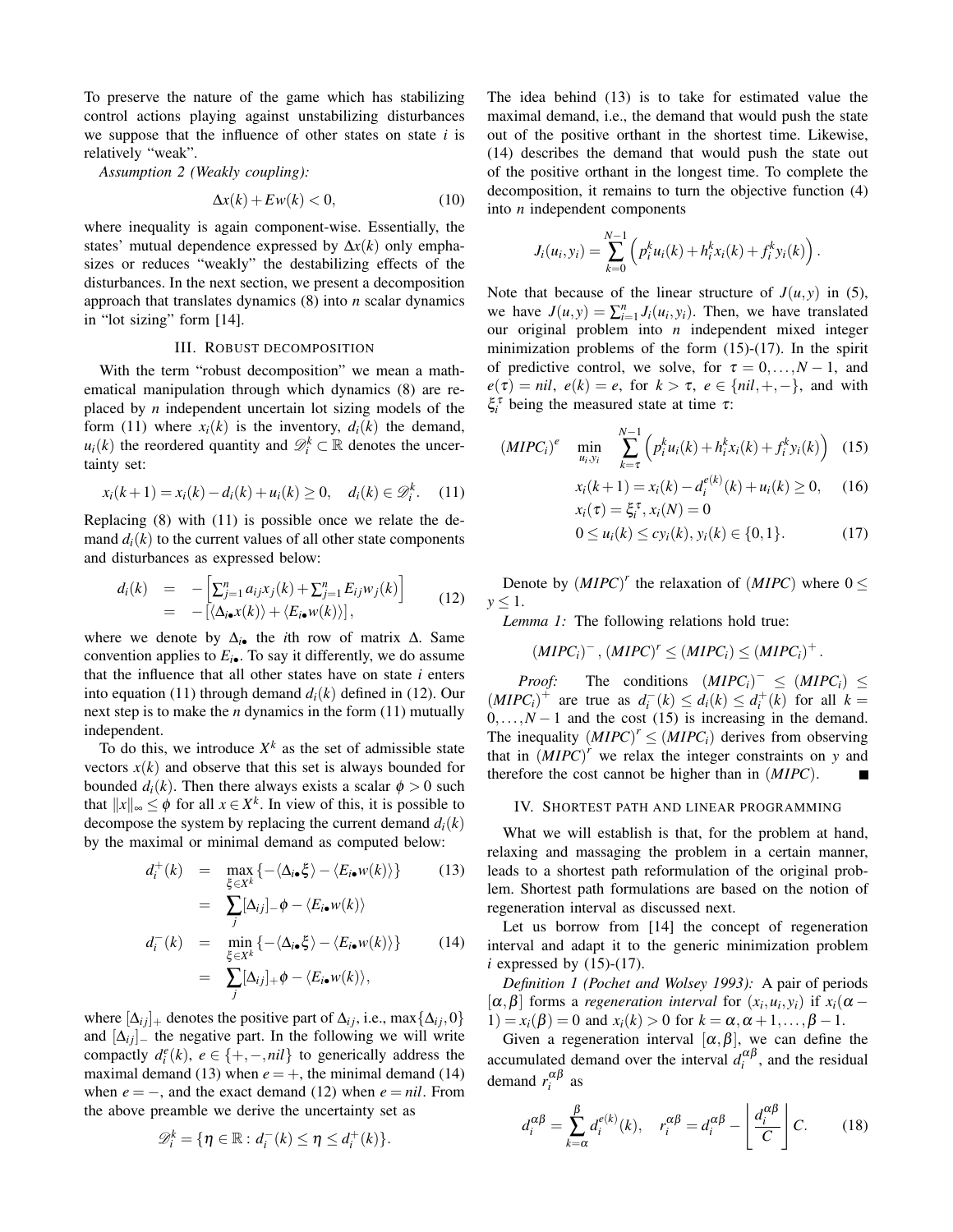To preserve the nature of the game which has stabilizing control actions playing against unstabilizing disturbances we suppose that the influence of other states on state $i$ is relatively "weak".

*Assumption 2 (Weakly coupling):*

$$\Delta x(k) + E w(k) < 0, \tag{10}$$

where inequality is again component-wise. Essentially, the states' mutual dependence expressed by $\Delta x(k)$ only emphasizes or reduces "weakly" the destabilizing effects of the disturbances. In the next section, we present a decomposition approach that translates dynamics (8) into $n$ scalar dynamics in "lot sizing" form [14].

## III. Robust decomposition

With the term "robust decomposition" we mean a mathematical manipulation through which dynamics (8) are replaced by $n$ independent uncertain lot sizing models of the form (11) where $x_i(k)$ is the inventory, $d_i(k)$ the demand, $u_i(k)$ the reordered quantity and $\mathscr{D}_i^k \subset \mathbb{R}$ denotes the uncertainty set:

$$x_i(k+1) = x_i(k) - d_i(k) + u_i(k) \geq 0, \quad d_i(k) \in \mathscr{D}_i^k. \tag{11}$$

Replacing (8) with (11) is possible once we relate the demand $d_i(k)$ to the current values of all other state components and disturbances as expressed below:

$$\begin{array}{rcl} d_i(k) & = & -\left[\sum_{j=1}^n a_{ij} x_j(k) + \sum_{j=1}^n E_{ij} w_j(k)\right] \\ & = & -\left[\langle \Delta_{i\bullet} x(k)\rangle + \langle E_{i\bullet} w(k)\rangle\right], \end{array} \tag{12}$$

where we denote by $\Delta_{i\bullet}$ the $i$th row of matrix $\Delta$. Same convention applies to $E_{i\bullet}$. To say it differently, we do assume that the influence that all other states have on state $i$ enters into equation (11) through demand $d_i(k)$ defined in (12). Our next step is to make the $n$ dynamics in the form (11) mutually independent.

To do this, we introduce $X^k$ as the set of admissible state vectors $x(k)$ and observe that this set is always bounded for bounded $d_i(k)$. Then there always exists a scalar $\phi > 0$ such that $\|x\|_\infty \leq \phi$ for all $x \in X^k$. In view of this, it is possible to decompose the system by replacing the current demand $d_i(k)$ by the maximal or minimal demand as computed below:

$$\begin{array}{rcl} d_i^+(k) & = & \max_{\xi \in X^k} \{-\langle \Delta_{i\bullet} \xi\rangle - \langle E_{i\bullet} w(k)\rangle\} \\ & = & \sum_j [\Delta_{ij}]_- \phi - \langle E_{i\bullet} w(k)\rangle \end{array} \tag{13}$$

$$\begin{array}{rcl} d_i^-(k) & = & \min_{\xi \in X^k} \{-\langle \Delta_{i\bullet} \xi\rangle - \langle E_{i\bullet} w(k)\rangle\} \\ & = & \sum_j [\Delta_{ij}]_+ \phi - \langle E_{i\bullet} w(k)\rangle, \end{array} \tag{14}$$

where $[\Delta_{ij}]_+$ denotes the positive part of $\Delta_{ij}$, i.e., $\max\{\Delta_{ij}, 0\}$ and $[\Delta_{ij}]_-$ the negative part. In the following we will write compactly $d_i^e(k)$, $e \in \{+,-,nil\}$ to generically address the maximal demand (13) when $e = +$, the minimal demand (14) when $e = -$, and the exact demand (12) when $e = nil$. From the above preamble we derive the uncertainty set as

$$\mathscr{D}_i^k = \{\eta \in \mathbb{R} : d_i^-(k) \leq \eta \leq d_i^+(k)\}.$$

The idea behind (13) is to take for estimated value the maximal demand, i.e., the demand that would push the state out of the positive orthant in the shortest time. Likewise, (14) describes the demand that would push the state out of the positive orthant in the longest time. To complete the decomposition, it remains to turn the objective function (4) into $n$ independent components

$$J_i(u_i, y_i) = \sum_{k=0}^{N-1} \left(p_i^k u_i(k) + h_i^k x_i(k) + f_i^k y_i(k)\right).$$

Note that because of the linear structure of $J(u,y)$ in (5), we have $J(u,y) = \sum_{i=1}^n J_i(u_i, y_i)$. Then, we have translated our original problem into $n$ independent mixed integer minimization problems of the form (15)-(17). In the spirit of predictive control, we solve, for $\tau = 0, \ldots, N-1$, and $e(\tau) = nil$, $e(k) = e$, for $k > \tau$, $e \in \{nil, +, -\}$, and with $\xi_i^\tau$ being the measured state at time $\tau$:

$$(MIPC_i)^e \quad \min_{u_i, y_i} \sum_{k=\tau}^{N-1} \left(p_i^k u_i(k) + h_i^k x_i(k) + f_i^k y_i(k)\right) \tag{15}$$

$$x_i(k+1) = x_i(k) - d_i^{e(k)}(k) + u_i(k) \geq 0, \tag{16}$$

$$x_i(\tau) = \xi_i^\tau, \; x_i(N) = 0$$

$$0 \leq u_i(k) \leq c y_i(k), \; y_i(k) \in \{0,1\}. \tag{17}$$

Denote by $(MIPC)^r$ the relaxation of $(MIPC)$ where $0 \leq y \leq 1$.

*Lemma 1:* The following relations hold true:

$$(MIPC_i)^-, (MIPC)^r \leq (MIPC_i) \leq (MIPC_i)^+.$$

*Proof:* The conditions $(MIPC_i)^- \leq (MIPC_i) \leq (MIPC_i)^+$ are true as $d_i^-(k) \leq d_i(k) \leq d_i^+(k)$ for all $k = 0, \ldots, N-1$ and the cost (15) is increasing in the demand. The inequality $(MIPC)^r \leq (MIPC_i)$ derives from observing that in $(MIPC)^r$ we relax the integer constraints on $y$ and therefore the cost cannot be higher than in $(MIPC)$. ■

## IV. Shortest path and linear programming

What we will establish is that, for the problem at hand, relaxing and massaging the problem in a certain manner, leads to a shortest path reformulation of the original problem. Shortest path formulations are based on the notion of regeneration interval as discussed next.

Let us borrow from [14] the concept of regeneration interval and adapt it to the generic minimization problem $i$ expressed by (15)-(17).

*Definition 1 (Pochet and Wolsey 1993):* A pair of periods $[\alpha, \beta]$ forms a *regeneration interval* for $(x_i, u_i, y_i)$ if $x_i(\alpha - 1) = x_i(\beta) = 0$ and $x_i(k) > 0$ for $k = \alpha, \alpha+1, \ldots, \beta - 1$.

Given a regeneration interval $[\alpha, \beta]$, we can define the accumulated demand over the interval $d_i^{\alpha\beta}$, and the residual demand $r_i^{\alpha\beta}$ as

$$d_i^{\alpha\beta} = \sum_{k=\alpha}^{\beta} d_i^{e(k)}(k), \quad r_i^{\alpha\beta} = d_i^{\alpha\beta} - \left\lfloor \frac{d_i^{\alpha\beta}}{C} \right\rfloor C. \tag{18}$$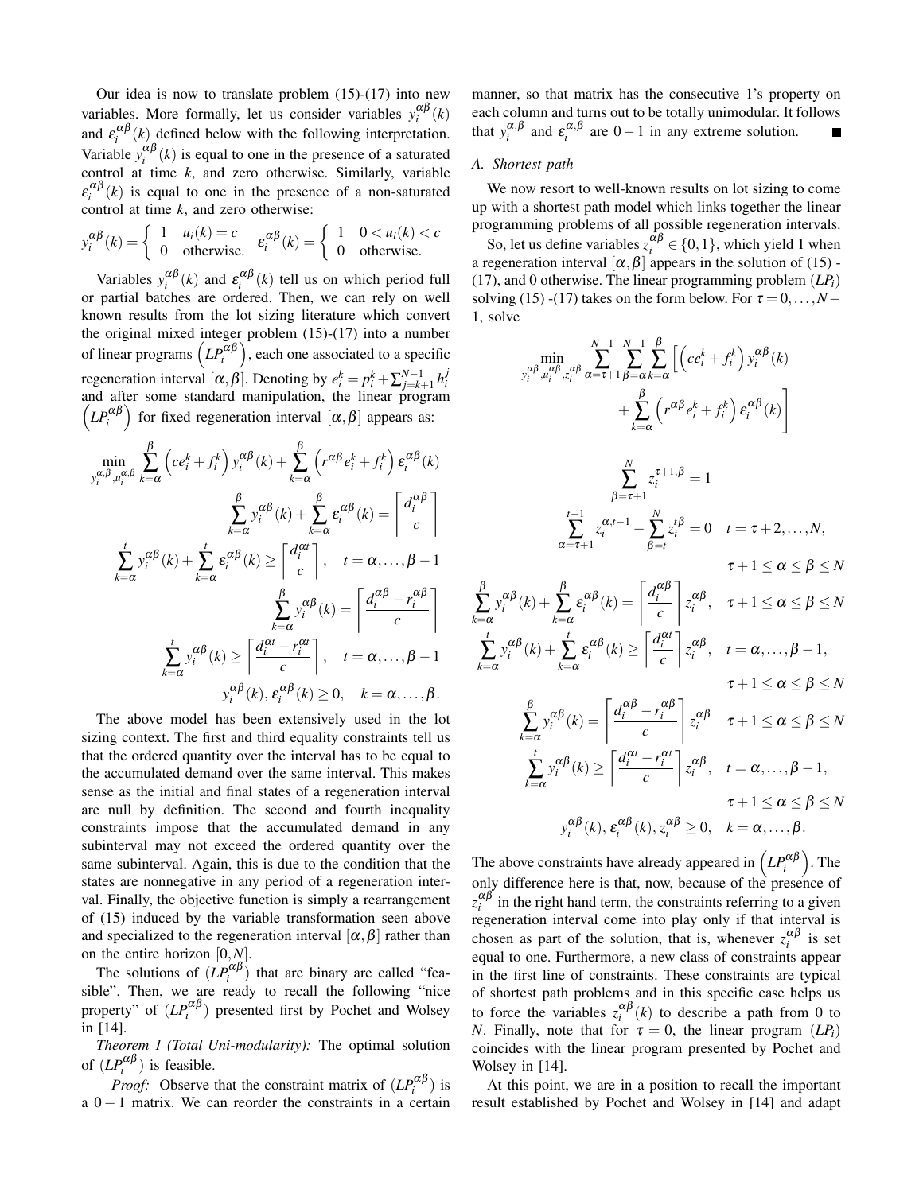Our idea is now to translate problem (15)-(17) into new variables. More formally, let us consider variables $y_i^{\alpha\beta}(k)$ and $\varepsilon_i^{\alpha\beta}(k)$ defined below with the following interpretation. Variable $y_i^{\alpha\beta}(k)$ is equal to one in the presence of a saturated control at time $k$, and zero otherwise. Similarly, variable $\varepsilon_i^{\alpha\beta}(k)$ is equal to one in the presence of a non-saturated control at time $k$, and zero otherwise:

$$y_i^{\alpha\beta}(k) = \begin{cases} 1 & u_i(k) = c \\ 0 & \text{otherwise.} \end{cases} \quad \varepsilon_i^{\alpha\beta}(k) = \begin{cases} 1 & 0 < u_i(k) < c \\ 0 & \text{otherwise.} \end{cases}$$

Variables $y_i^{\alpha\beta}(k)$ and $\varepsilon_i^{\alpha\beta}(k)$ tell us on which period full or partial batches are ordered. Then, we can rely on well known results from the lot sizing literature which convert the original mixed integer problem (15)-(17) into a number of linear programs $\left(LP_i^{\alpha\beta}\right)$, each one associated to a specific regeneration interval $[\alpha,\beta]$. Denoting by $e_i^k = p_i^k + \sum_{j=k+1}^{N-1} h_i^j$ and after some standard manipulation, the linear program $\left(LP_i^{\alpha\beta}\right)$ for fixed regeneration interval $[\alpha,\beta]$ appears as:

$$\min_{y_i^{\alpha,\beta}, u_i^{\alpha,\beta}} \sum_{k=\alpha}^{\beta} \left(ce_i^k + f_i^k\right) y_i^{\alpha\beta}(k) + \sum_{k=\alpha}^{\beta} \left(r^{\alpha\beta} e_i^k + f_i^k\right) \varepsilon_i^{\alpha\beta}(k)$$

$$\sum_{k=\alpha}^{\beta} y_i^{\alpha\beta}(k) + \sum_{k=\alpha}^{\beta} \varepsilon_i^{\alpha\beta}(k) = \left\lceil \frac{d_i^{\alpha\beta}}{c} \right\rceil$$

$$\sum_{k=\alpha}^{t} y_i^{\alpha\beta}(k) + \sum_{k=\alpha}^{t} \varepsilon_i^{\alpha\beta}(k) \geq \left\lceil \frac{d_i^{\alpha t}}{c} \right\rceil, \quad t = \alpha, \ldots, \beta - 1$$

$$\sum_{k=\alpha}^{\beta} y_i^{\alpha\beta}(k) = \left\lceil \frac{d_i^{\alpha\beta} - r_i^{\alpha\beta}}{c} \right\rceil$$

$$\sum_{k=\alpha}^{t} y_i^{\alpha\beta}(k) \geq \left\lceil \frac{d_i^{\alpha t} - r_i^{\alpha t}}{c} \right\rceil, \quad t = \alpha, \ldots, \beta - 1$$

$$y_i^{\alpha\beta}(k), \varepsilon_i^{\alpha\beta}(k) \geq 0, \quad k = \alpha, \ldots, \beta.$$

The above model has been extensively used in the lot sizing context. The first and third equality constraints tell us that the ordered quantity over the interval has to be equal to the accumulated demand over the same interval. This makes sense as the initial and final states of a regeneration interval are null by definition. The second and fourth inequality constraints impose that the accumulated demand in any subinterval may not exceed the ordered quantity over the same subinterval. Again, this is due to the condition that the states are nonnegative in any period of a regeneration interval. Finally, the objective function is simply a rearrangement of (15) induced by the variable transformation seen above and specialized to the regeneration interval $[\alpha,\beta]$ rather than on the entire horizon $[0,N]$.

The solutions of $(LP_i^{\alpha\beta})$ that are binary are called "feasible". Then, we are ready to recall the following "nice property" of $(LP_i^{\alpha\beta})$ presented first by Pochet and Wolsey in [14].

*Theorem 1 (Total Uni-modularity):* The optimal solution of $(LP_i^{\alpha\beta})$ is feasible.

*Proof:* Observe that the constraint matrix of $(LP_i^{\alpha\beta})$ is a $0-1$ matrix. We can reorder the constraints in a certain manner, so that matrix has the consecutive 1's property on each column and turns out to be totally unimodular. It follows that $y_i^{\alpha,\beta}$ and $\varepsilon_i^{\alpha,\beta}$ are $0-1$ in any extreme solution. ∎

### A. Shortest path

We now resort to well-known results on lot sizing to come up with a shortest path model which links together the linear programming problems of all possible regeneration intervals.

So, let us define variables $z_i^{\alpha\beta} \in \{0,1\}$, which yield 1 when a regeneration interval $[\alpha,\beta]$ appears in the solution of (15) - (17), and 0 otherwise. The linear programming problem $(LP_i)$ solving (15) -(17) takes on the form below. For $\tau = 0, \ldots, N-1$, solve

$$\min_{y_i^{\alpha\beta}, u_i^{\alpha\beta}, z_i^{\alpha\beta}} \sum_{\alpha=\tau+1}^{N-1} \sum_{\beta=\alpha}^{N-1} \sum_{k=\alpha}^{\beta} \left[ \left(ce_i^k + f_i^k\right) y_i^{\alpha\beta}(k) + \sum_{k=\alpha}^{\beta} \left(r^{\alpha\beta} e_i^k + f_i^k\right) \varepsilon_i^{\alpha\beta}(k) \right]$$

$$\sum_{\beta=\tau+1}^{N} z_i^{\tau+1,\beta} = 1$$

$$\sum_{\alpha=\tau+1}^{t-1} z_i^{\alpha,t-1} - \sum_{\beta=t}^{N} z_i^{t\beta} = 0 \quad t = \tau+2, \ldots, N, \quad \tau+1 \leq \alpha \leq \beta \leq N$$

$$\sum_{k=\alpha}^{\beta} y_i^{\alpha\beta}(k) + \sum_{k=\alpha}^{\beta} \varepsilon_i^{\alpha\beta}(k) = \left\lceil \frac{d_i^{\alpha\beta}}{c} \right\rceil z_i^{\alpha\beta}, \quad \tau+1 \leq \alpha \leq \beta \leq N$$

$$\sum_{k=\alpha}^{t} y_i^{\alpha\beta}(k) + \sum_{k=\alpha}^{t} \varepsilon_i^{\alpha\beta}(k) \geq \left\lceil \frac{d_i^{\alpha t}}{c} \right\rceil z_i^{\alpha\beta}, \quad t = \alpha, \ldots, \beta-1, \quad \tau+1 \leq \alpha \leq \beta \leq N$$

$$\sum_{k=\alpha}^{\beta} y_i^{\alpha\beta}(k) = \left\lceil \frac{d_i^{\alpha\beta} - r_i^{\alpha\beta}}{c} \right\rceil z_i^{\alpha\beta} \quad \tau+1 \leq \alpha \leq \beta \leq N$$

$$\sum_{k=\alpha}^{t} y_i^{\alpha\beta}(k) \geq \left\lceil \frac{d_i^{\alpha t} - r_i^{\alpha t}}{c} \right\rceil z_i^{\alpha\beta}, \quad t = \alpha, \ldots, \beta-1, \quad \tau+1 \leq \alpha \leq \beta \leq N$$

$$y_i^{\alpha\beta}(k), \varepsilon_i^{\alpha\beta}(k), z_i^{\alpha\beta} \geq 0, \quad k = \alpha, \ldots, \beta.$$

The above constraints have already appeared in $\left(LP_i^{\alpha\beta}\right)$. The only difference here is that, now, because of the presence of $z_i^{\alpha\beta}$ in the right hand term, the constraints referring to a given regeneration interval come into play only if that interval is chosen as part of the solution, that is, whenever $z_i^{\alpha\beta}$ is set equal to one. Furthermore, a new class of constraints appear in the first line of constraints. These constraints are typical of shortest path problems and in this specific case helps us to force the variables $z_i^{\alpha\beta}(k)$ to describe a path from 0 to $N$. Finally, note that for $\tau = 0$, the linear program $(LP_i)$ coincides with the linear program presented by Pochet and Wolsey in [14].

At this point, we are in a position to recall the important result established by Pochet and Wolsey in [14] and adapt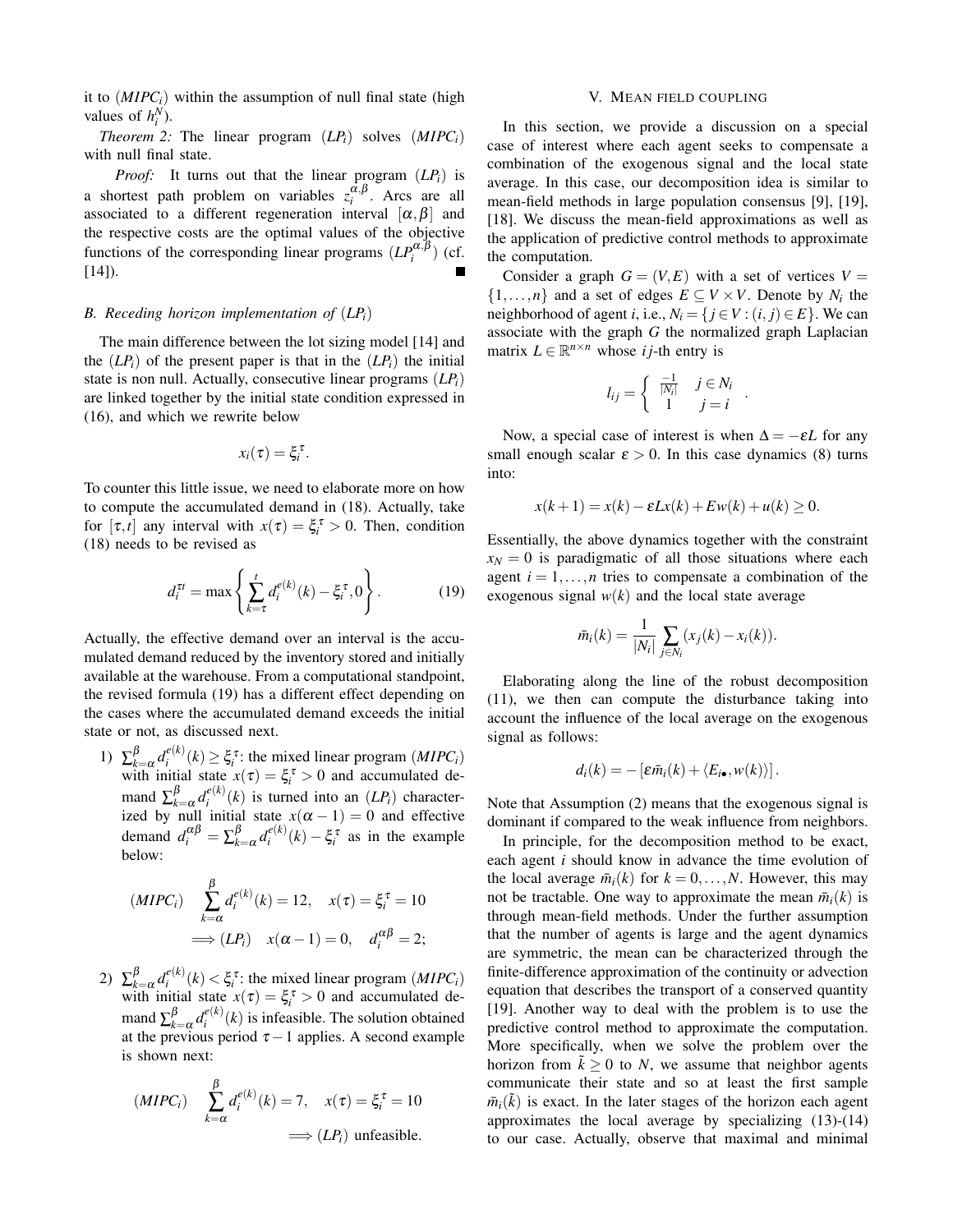it to ($MIPC_i$) within the assumption of null final state (high values of $h_i^N$).

*Theorem 2:* The linear program ($LP_i$) solves ($MIPC_i$) with null final state.

*Proof:* It turns out that the linear program ($LP_i$) is a shortest path problem on variables $z_i^{\alpha,\beta}$. Arcs are all associated to a different regeneration interval $[\alpha,\beta]$ and the respective costs are the optimal values of the objective functions of the corresponding linear programs ($LP_i^{\alpha,\beta}$) (cf. [14]). ∎

### B. Receding horizon implementation of ($LP_i$)

The main difference between the lot sizing model [14] and the ($LP_i$) of the present paper is that in the ($LP_i$) the initial state is non null. Actually, consecutive linear programs ($LP_i$) are linked together by the initial state condition expressed in (16), and which we rewrite below

$$x_i(\tau) = \xi_i^\tau.$$

To counter this little issue, we need to elaborate more on how to compute the accumulated demand in (18). Actually, take for $[\tau,t]$ any interval with $x(\tau) = \xi_i^\tau > 0$. Then, condition (18) needs to be revised as

$$d_i^{\tau t} = \max\left\{\sum_{k=\tau}^{t} d_i^{e(k)}(k) - \xi_i^\tau, 0\right\}. \tag{19}$$

Actually, the effective demand over an interval is the accumulated demand reduced by the inventory stored and initially available at the warehouse. From a computational standpoint, the revised formula (19) has a different effect depending on the cases where the accumulated demand exceeds the initial state or not, as discussed next.

1) $\sum_{k=\alpha}^{\beta} d_i^{e(k)}(k) \geq \xi_i^\tau$: the mixed linear program ($MIPC_i$) with initial state $x(\tau) = \xi_i^\tau > 0$ and accumulated demand $\sum_{k=\alpha}^{\beta} d_i^{e(k)}(k)$ is turned into an ($LP_i$) characterized by null initial state $x(\alpha-1) = 0$ and effective demand $d_i^{\alpha\beta} = \sum_{k=\alpha}^{\beta} d_i^{e(k)}(k) - \xi_i^\tau$ as in the example below:

$$(MIPC_i) \quad \sum_{k=\alpha}^{\beta} d_i^{e(k)}(k) = 12, \quad x(\tau) = \xi_i^\tau = 10$$
$$\implies (LP_i) \quad x(\alpha-1) = 0, \quad d_i^{\alpha\beta} = 2;$$

2) $\sum_{k=\alpha}^{\beta} d_i^{e(k)}(k) < \xi_i^\tau$: the mixed linear program ($MIPC_i$) with initial state $x(\tau) = \xi_i^\tau > 0$ and accumulated demand $\sum_{k=\alpha}^{\beta} d_i^{e(k)}(k)$ is infeasible. The solution obtained at the previous period $\tau - 1$ applies. A second example is shown next:

$$(MIPC_i) \quad \sum_{k=\alpha}^{\beta} d_i^{e(k)}(k) = 7, \quad x(\tau) = \xi_i^\tau = 10$$
$$\implies (LP_i) \text{ unfeasible.}$$

## V. Mean field coupling

In this section, we provide a discussion on a special case of interest where each agent seeks to compensate a combination of the exogenous signal and the local state average. In this case, our decomposition idea is similar to mean-field methods in large population consensus [9], [19], [18]. We discuss the mean-field approximations as well as the application of predictive control methods to approximate the computation.

Consider a graph $G = (V,E)$ with a set of vertices $V = \{1,\ldots,n\}$ and a set of edges $E \subseteq V \times V$. Denote by $N_i$ the neighborhood of agent $i$, i.e., $N_i = \{j \in V : (i,j) \in E\}$. We can associate with the graph $G$ the normalized graph Laplacian matrix $L \in \mathbb{R}^{n\times n}$ whose $ij$-th entry is

$$l_{ij} = \begin{cases} \frac{-1}{|N_i|} & j \in N_i \\ 1 & j = i \end{cases}.$$

Now, a special case of interest is when $\Delta = -\varepsilon L$ for any small enough scalar $\varepsilon > 0$. In this case dynamics (8) turns into:

$$x(k+1) = x(k) - \varepsilon L x(k) + E w(k) + u(k) \geq 0.$$

Essentially, the above dynamics together with the constraint $x_N = 0$ is paradigmatic of all those situations where each agent $i = 1,\ldots,n$ tries to compensate a combination of the exogenous signal $w(k)$ and the local state average

$$\bar{m}_i(k) = \frac{1}{|N_i|}\sum_{j\in N_i}(x_j(k) - x_i(k)).$$

Elaborating along the line of the robust decomposition (11), we then can compute the disturbance taking into account the influence of the local average on the exogenous signal as follows:

$$d_i(k) = -\left[\varepsilon \bar{m}_i(k) + \langle E_{i\bullet}, w(k)\rangle\right].$$

Note that Assumption (2) means that the exogenous signal is dominant if compared to the weak influence from neighbors.

In principle, for the decomposition method to be exact, each agent $i$ should know in advance the time evolution of the local average $\bar{m}_i(k)$ for $k = 0,\ldots,N$. However, this may not be tractable. One way to approximate the mean $\bar{m}_i(k)$ is through mean-field methods. Under the further assumption that the number of agents is large and the agent dynamics are symmetric, the mean can be characterized through the finite-difference approximation of the continuity or advection equation that describes the transport of a conserved quantity [19]. Another way to deal with the problem is to use the predictive control method to approximate the computation. More specifically, when we solve the problem over the horizon from $\tilde{k} \geq 0$ to $N$, we assume that neighbor agents communicate their state and so at least the first sample $\bar{m}_i(\tilde{k})$ is exact. In the later stages of the horizon each agent approximates the local average by specializing (13)-(14) to our case. Actually, observe that maximal and minimal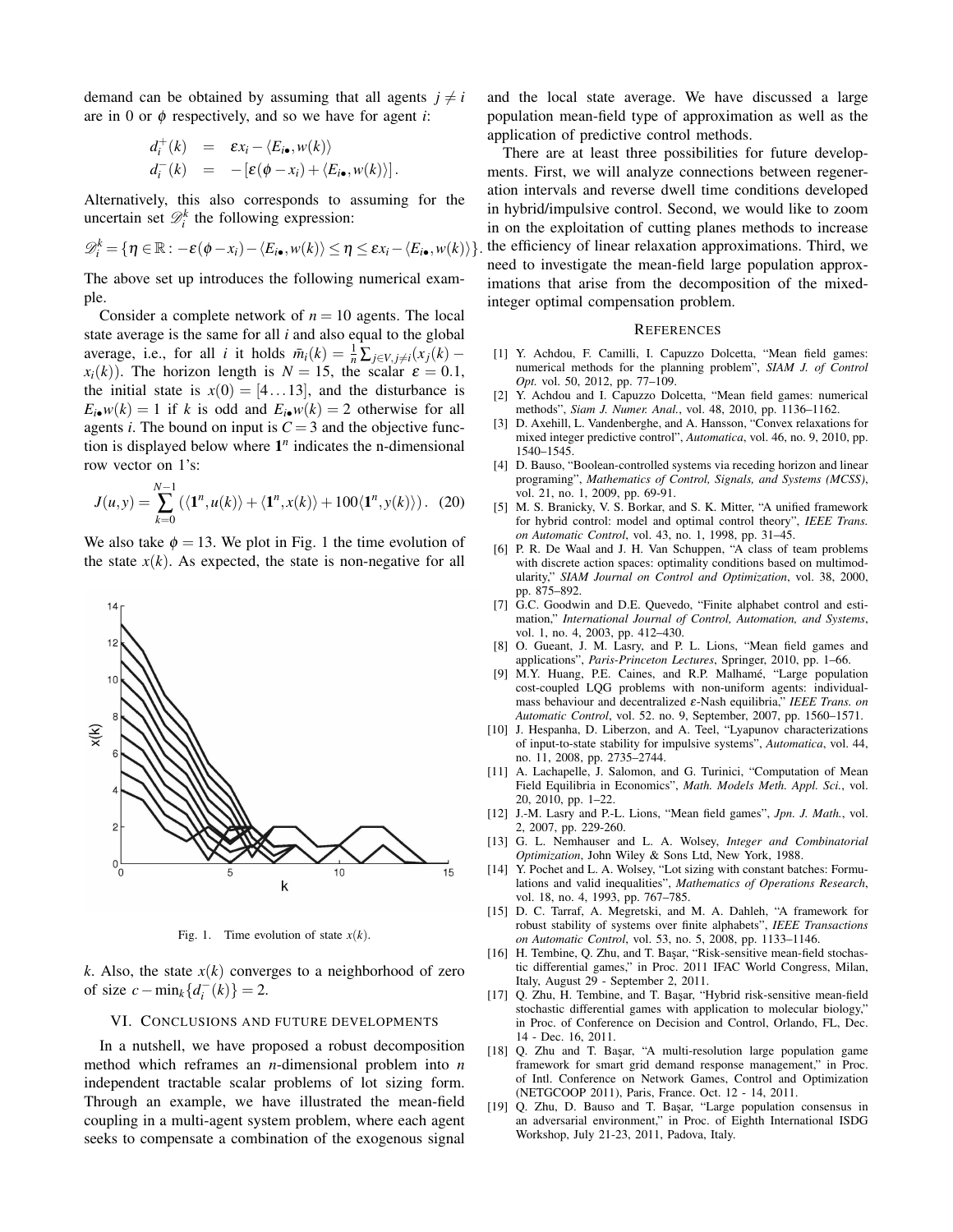demand can be obtained by assuming that all agents $j \neq i$ are in 0 or $\phi$ respectively, and so we have for agent $i$:

$$\begin{aligned} d_i^+(k) &= \varepsilon x_i - \langle E_{i\bullet}, w(k) \rangle \\ d_i^-(k) &= -[\varepsilon(\phi - x_i) + \langle E_{i\bullet}, w(k) \rangle]. \end{aligned}$$

Alternatively, this also corresponds to assuming for the uncertain set $\mathscr{D}_i^k$ the following expression:

$$\mathscr{D}_i^k = \{\eta \in \mathbb{R} : -\varepsilon(\phi - x_i) - \langle E_{i\bullet}, w(k) \rangle \leq \eta \leq \varepsilon x_i - \langle E_{i\bullet}, w(k) \rangle\}.$$

The above set up introduces the following numerical example.

Consider a complete network of $n = 10$ agents. The local state average is the same for all $i$ and also equal to the global average, i.e., for all $i$ it holds $\bar{m}_i(k) = \frac{1}{n} \sum_{j \in V, j \neq i} (x_j(k) - x_i(k))$. The horizon length is $N = 15$, the scalar $\varepsilon = 0.1$, the initial state is $x(0) = [4 \ldots 13]$, and the disturbance is $E_{i\bullet} w(k) = 1$ if $k$ is odd and $E_{i\bullet} w(k) = 2$ otherwise for all agents $i$. The bound on input is $C = 3$ and the objective function is displayed below where $\mathbf{1}^n$ indicates the n-dimensional row vector on 1's:

$$J(u, y) = \sum_{k=0}^{N-1} \left( \langle \mathbf{1}^n, u(k) \rangle + \langle \mathbf{1}^n, x(k) \rangle + 100 \langle \mathbf{1}^n, y(k) \rangle \right). \quad (20)$$

We also take $\phi = 13$. We plot in Fig. 1 the time evolution of the state $x(k)$. As expected, the state is non-negative for all

x(k)
k
0
2
4
6
8
10
12
14
0
5
10
15

Fig. 1. Time evolution of state $x(k)$.

$k$. Also, the state $x(k)$ converges to a neighborhood of zero of size $c - \min_k \{d_i^-(k)\} = 2$.

## VI. Conclusions and future developments

In a nutshell, we have proposed a robust decomposition method which reframes an $n$-dimensional problem into $n$ independent tractable scalar problems of lot sizing form. Through an example, we have illustrated the mean-field coupling in a multi-agent system problem, where each agent seeks to compensate a combination of the exogenous signal and the local state average. We have discussed a large population mean-field type of approximation as well as the application of predictive control methods.

There are at least three possibilities for future developments. First, we will analyze connections between regeneration intervals and reverse dwell time conditions developed in hybrid/impulsive control. Second, we would like to zoom in on the exploitation of cutting planes methods to increase the efficiency of linear relaxation approximations. Third, we need to investigate the mean-field large population approximations that arise from the decomposition of the mixed-integer optimal compensation problem.

## References

[1] Y. Achdou, F. Camilli, I. Capuzzo Dolcetta, "Mean field games: numerical methods for the planning problem", *SIAM J. of Control Opt.* vol. 50, 2012, pp. 77–109.

[2] Y. Achdou and I. Capuzzo Dolcetta, "Mean field games: numerical methods", *Siam J. Numer. Anal.*, vol. 48, 2010, pp. 1136–1162.

[3] D. Axehill, L. Vandenberghe, and A. Hansson, "Convex relaxations for mixed integer predictive control", *Automatica*, vol. 46, no. 9, 2010, pp. 1540–1545.

[4] D. Bauso, "Boolean-controlled systems via receding horizon and linear programing", *Mathematics of Control, Signals, and Systems (MCSS)*, vol. 21, no. 1, 2009, pp. 69-91.

[5] M. S. Branicky, V. S. Borkar, and S. K. Mitter, "A unified framework for hybrid control: model and optimal control theory", *IEEE Trans. on Automatic Control*, vol. 43, no. 1, 1998, pp. 31–45.

[6] P. R. De Waal and J. H. Van Schuppen, "A class of team problems with discrete action spaces: optimality conditions based on multimodularity," *SIAM Journal on Control and Optimization*, vol. 38, 2000, pp. 875–892.

[7] G.C. Goodwin and D.E. Quevedo, "Finite alphabet control and estimation," *International Journal of Control, Automation, and Systems*, vol. 1, no. 4, 2003, pp. 412–430.

[8] O. Gueant, J. M. Lasry, and P. L. Lions, "Mean field games and applications", *Paris-Princeton Lectures*, Springer, 2010, pp. 1–66.

[9] M.Y. Huang, P.E. Caines, and R.P. Malhamé, "Large population cost-coupled LQG problems with non-uniform agents: individual-mass behaviour and decentralized $\varepsilon$-Nash equilibria," *IEEE Trans. on Automatic Control*, vol. 52. no. 9, September, 2007, pp. 1560–1571.

[10] J. Hespanha, D. Liberzon, and A. Teel, "Lyapunov characterizations of input-to-state stability for impulsive systems", *Automatica*, vol. 44, no. 11, 2008, pp. 2735–2744.

[11] A. Lachapelle, J. Salomon, and G. Turinici, "Computation of Mean Field Equilibria in Economics", *Math. Models Meth. Appl. Sci.*, vol. 20, 2010, pp. 1–22.

[12] J.-M. Lasry and P.-L. Lions, "Mean field games", *Jpn. J. Math.*, vol. 2, 2007, pp. 229-260.

[13] G. L. Nemhauser and L. A. Wolsey, *Integer and Combinatorial Optimization*, John Wiley & Sons Ltd, New York, 1988.

[14] Y. Pochet and L. A. Wolsey, "Lot sizing with constant batches: Formulations and valid inequalities", *Mathematics of Operations Research*, vol. 18, no. 4, 1993, pp. 767–785.

[15] D. C. Tarraf, A. Megretski, and M. A. Dahleh, "A framework for robust stability of systems over finite alphabets", *IEEE Transactions on Automatic Control*, vol. 53, no. 5, 2008, pp. 1133–1146.

[16] H. Tembine, Q. Zhu, and T. Başar, "Risk-sensitive mean-field stochastic differential games," in Proc. 2011 IFAC World Congress, Milan, Italy, August 29 - September 2, 2011.

[17] Q. Zhu, H. Tembine, and T. Başar, "Hybrid risk-sensitive mean-field stochastic differential games with application to molecular biology," in Proc. of Conference on Decision and Control, Orlando, FL, Dec. 14 - Dec. 16, 2011.

[18] Q. Zhu and T. Başar, "A multi-resolution large population game framework for smart grid demand response management," in Proc. of Intl. Conference on Network Games, Control and Optimization (NETGCOOP 2011), Paris, France. Oct. 12 - 14, 2011.

[19] Q. Zhu, D. Bauso and T. Başar, "Large population consensus in an adversarial environment," in Proc. of Eighth International ISDG Workshop, July 21-23, 2011, Padova, Italy.